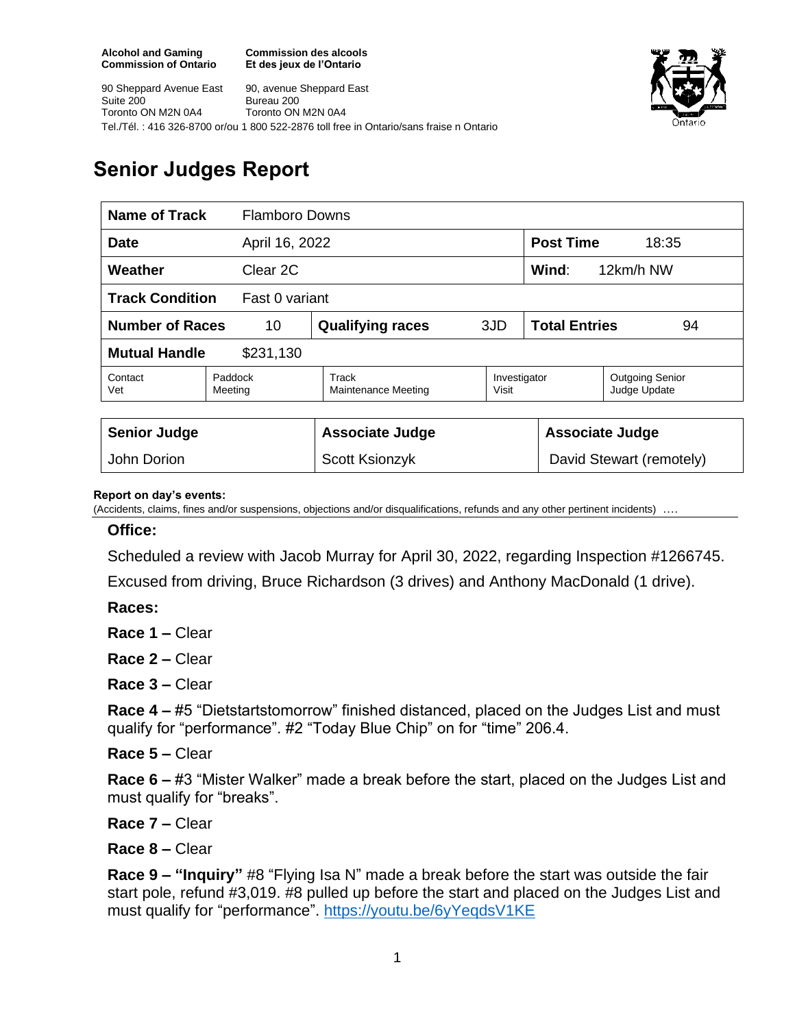**Alcohol and Gaming Commission of Ontario**
90 Sheppard Avenue East
Suite 200
Toronto ON M2N 0A4

**Commission des alcools Et des jeux de l'Ontario**
90, avenue Sheppard East
Bureau 200
Toronto ON M2N 0A4

Tel./Tél. : 416 326-8700 or/ou 1 800 522-2876 toll free in Ontario/sans fraise n Ontario

# Senior Judges Report

| **Name of Track** | Flamboro Downs | | | | |
|---|---|---|---|---|---|
| **Date** | April 16, 2022 | | | **Post Time** | 18:35 |
| **Weather** | Clear 2C | | | **Wind**: | 12km/h NW |
| **Track Condition** | Fast 0 variant | | | | |
| **Number of Races** | 10 | **Qualifying races** | 3JD | **Total Entries** | 94 |
| **Mutual Handle** | $231,130 | | | | |
| Contact Vet | Paddock Meeting | Track Maintenance Meeting | Investigator Visit | Outgoing Senior Judge Update | |

| **Senior Judge** | **Associate Judge** | **Associate Judge** |
|---|---|---|
| John Dorion | Scott Ksionzyk | David Stewart (remotely) |

**Report on day's events:**
(Accidents, claims, fines and/or suspensions, objections and/or disqualifications, refunds and any other pertinent incidents) ….

**Office:**

Scheduled a review with Jacob Murray for April 30, 2022, regarding Inspection #1266745.

Excused from driving, Bruce Richardson (3 drives) and Anthony MacDonald (1 drive).

**Races:**

**Race 1 –** Clear

**Race 2 –** Clear

**Race 3 –** Clear

**Race 4 –** #5 "Dietstartstomorrow" finished distanced, placed on the Judges List and must qualify for "performance". #2 "Today Blue Chip" on for "time" 206.4.

**Race 5 –** Clear

**Race 6 –** #3 "Mister Walker" made a break before the start, placed on the Judges List and must qualify for "breaks".

**Race 7 –** Clear

**Race 8 –** Clear

**Race 9 – "Inquiry"** #8 "Flying Isa N" made a break before the start was outside the fair start pole, refund #3,019. #8 pulled up before the start and placed on the Judges List and must qualify for "performance". https://youtu.be/6yYeqdsV1KE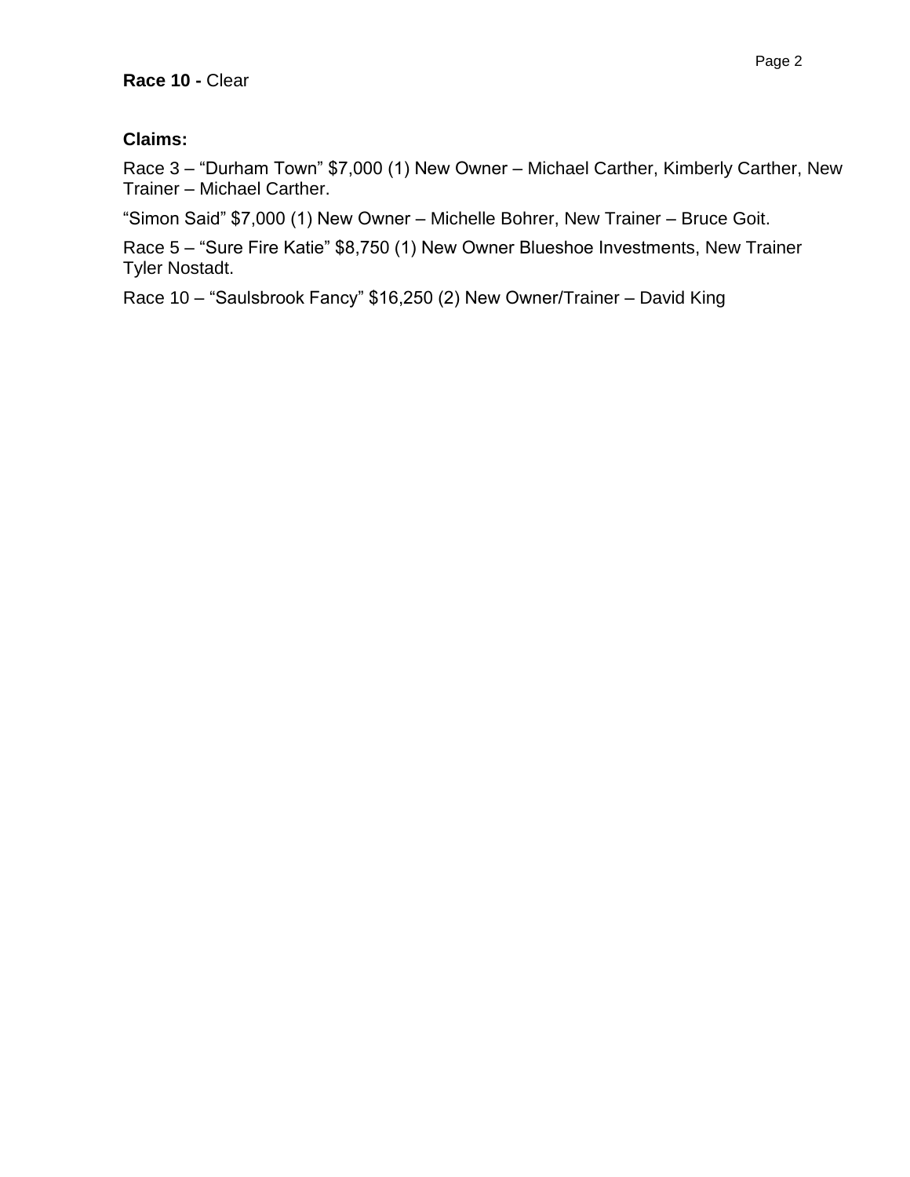**Race 10 -** Clear

**Claims:**

Race 3 – "Durham Town" $7,000 (1) New Owner – Michael Carther, Kimberly Carther, New Trainer – Michael Carther.

"Simon Said" $7,000 (1) New Owner – Michelle Bohrer, New Trainer – Bruce Goit.

Race 5 – "Sure Fire Katie" $8,750 (1) New Owner Blueshoe Investments, New Trainer Tyler Nostadt.

Race 10 – "Saulsbrook Fancy" $16,250 (2) New Owner/Trainer – David King